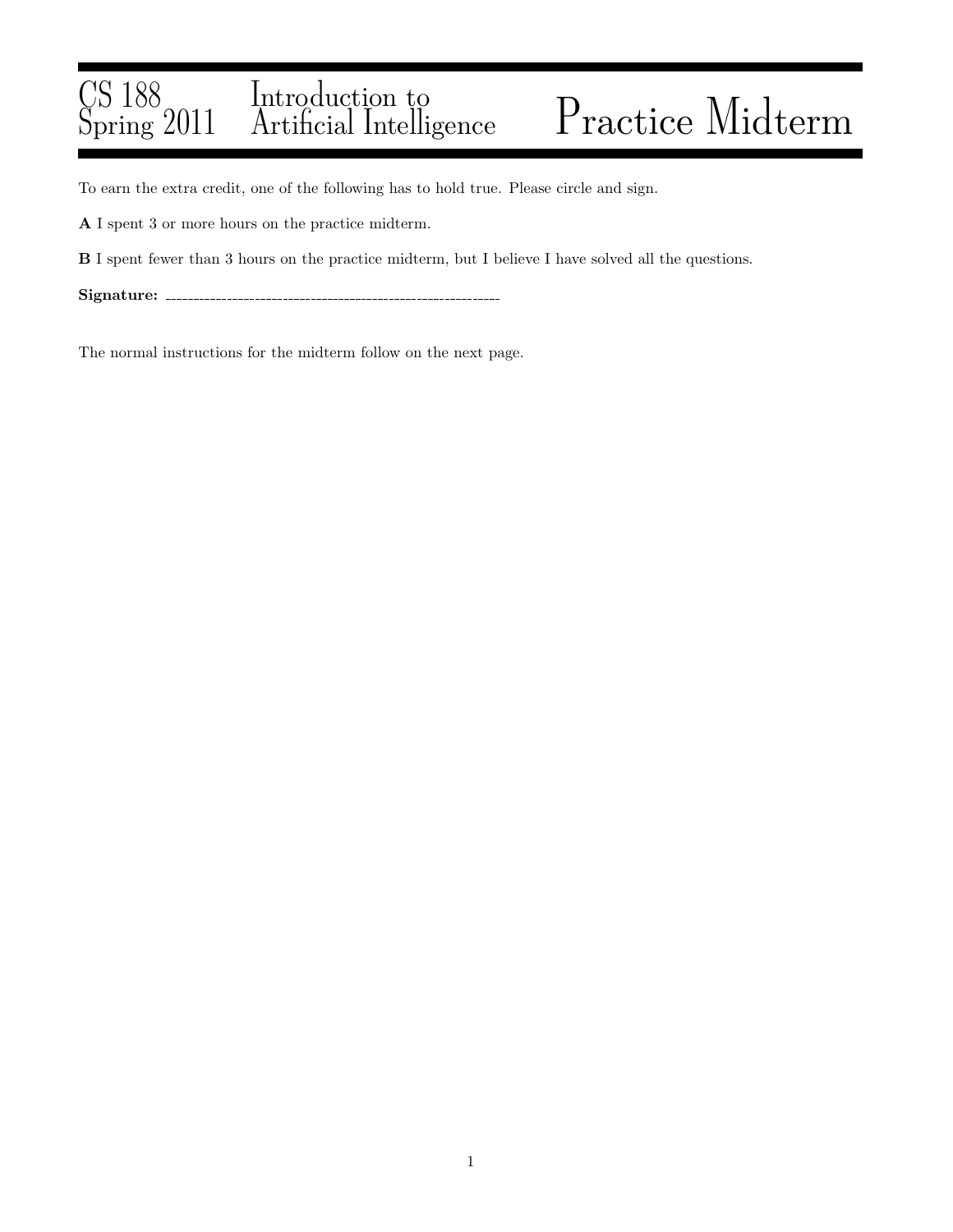# CS 188 Spring 2011 — Introduction to Artificial Intelligence — Practice Midterm

To earn the extra credit, one of the following has to hold true. Please circle and sign.

**A** I spent 3 or more hours on the practice midterm.

**B** I spent fewer than 3 hours on the practice midterm, but I believe I have solved all the questions.

**Signature:** ______________________________

The normal instructions for the midterm follow on the next page.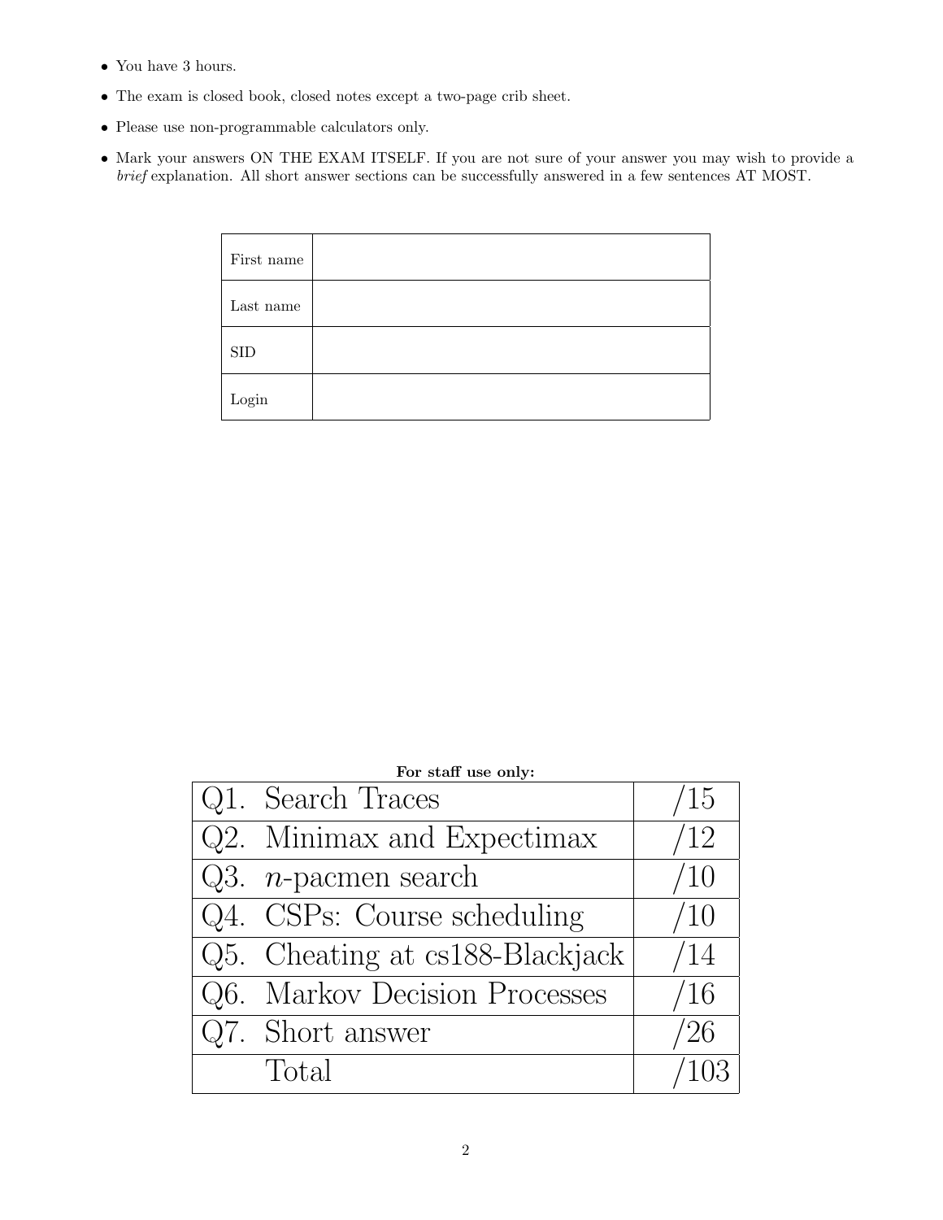- You have 3 hours.
- The exam is closed book, closed notes except a two-page crib sheet.
- Please use non-programmable calculators only.
- Mark your answers ON THE EXAM ITSELF. If you are not sure of your answer you may wish to provide a *brief* explanation. All short answer sections can be successfully answered in a few sentences AT MOST.

| First name | |
|---|---|
| Last name | |
| SID | |
| Login | |

**For staff use only:**

| | |
|---|---|
| Q1. Search Traces | /15 |
| Q2. Minimax and Expectimax | /12 |
| Q3. $n$-pacmen search | /10 |
| Q4. CSPs: Course scheduling | /10 |
| Q5. Cheating at cs188-Blackjack | /14 |
| Q6. Markov Decision Processes | /16 |
| Q7. Short answer | /26 |
| Total | /103 |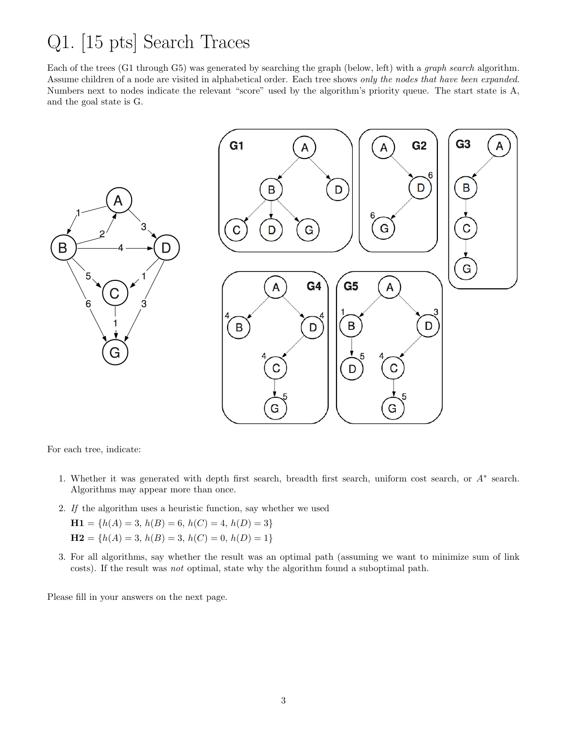# Q1. [15 pts] Search Traces

Each of the trees (G1 through G5) was generated by searching the graph (below, left) with a *graph search* algorithm. Assume children of a node are visited in alphabetical order. Each tree shows *only the nodes that have been expanded*. Numbers next to nodes indicate the relevant "score" used by the algorithm's priority queue. The start state is A, and the goal state is G.

For each tree, indicate:

1. Whether it was generated with depth first search, breadth first search, uniform cost search, or $A^*$ search. Algorithms may appear more than once.
2. *If* the algorithm uses a heuristic function, say whether we used

   **H1** $= \{h(A) = 3,\ h(B) = 6,\ h(C) = 4,\ h(D) = 3\}$

   **H2** $= \{h(A) = 3,\ h(B) = 3,\ h(C) = 0,\ h(D) = 1\}$
3. For all algorithms, say whether the result was an optimal path (assuming we want to minimize sum of link costs). If the result was *not* optimal, state why the algorithm found a suboptimal path.

Please fill in your answers on the next page.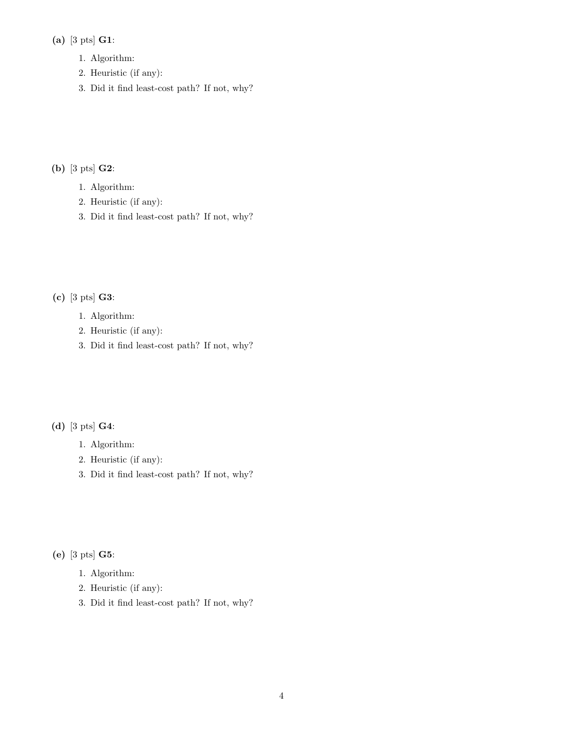**(a)** [3 pts] **G1**:

1. Algorithm:
2. Heuristic (if any):
3. Did it find least-cost path? If not, why?

**(b)** [3 pts] **G2**:

1. Algorithm:
2. Heuristic (if any):
3. Did it find least-cost path? If not, why?

**(c)** [3 pts] **G3**:

1. Algorithm:
2. Heuristic (if any):
3. Did it find least-cost path? If not, why?

**(d)** [3 pts] **G4**:

1. Algorithm:
2. Heuristic (if any):
3. Did it find least-cost path? If not, why?

**(e)** [3 pts] **G5**:

1. Algorithm:
2. Heuristic (if any):
3. Did it find least-cost path? If not, why?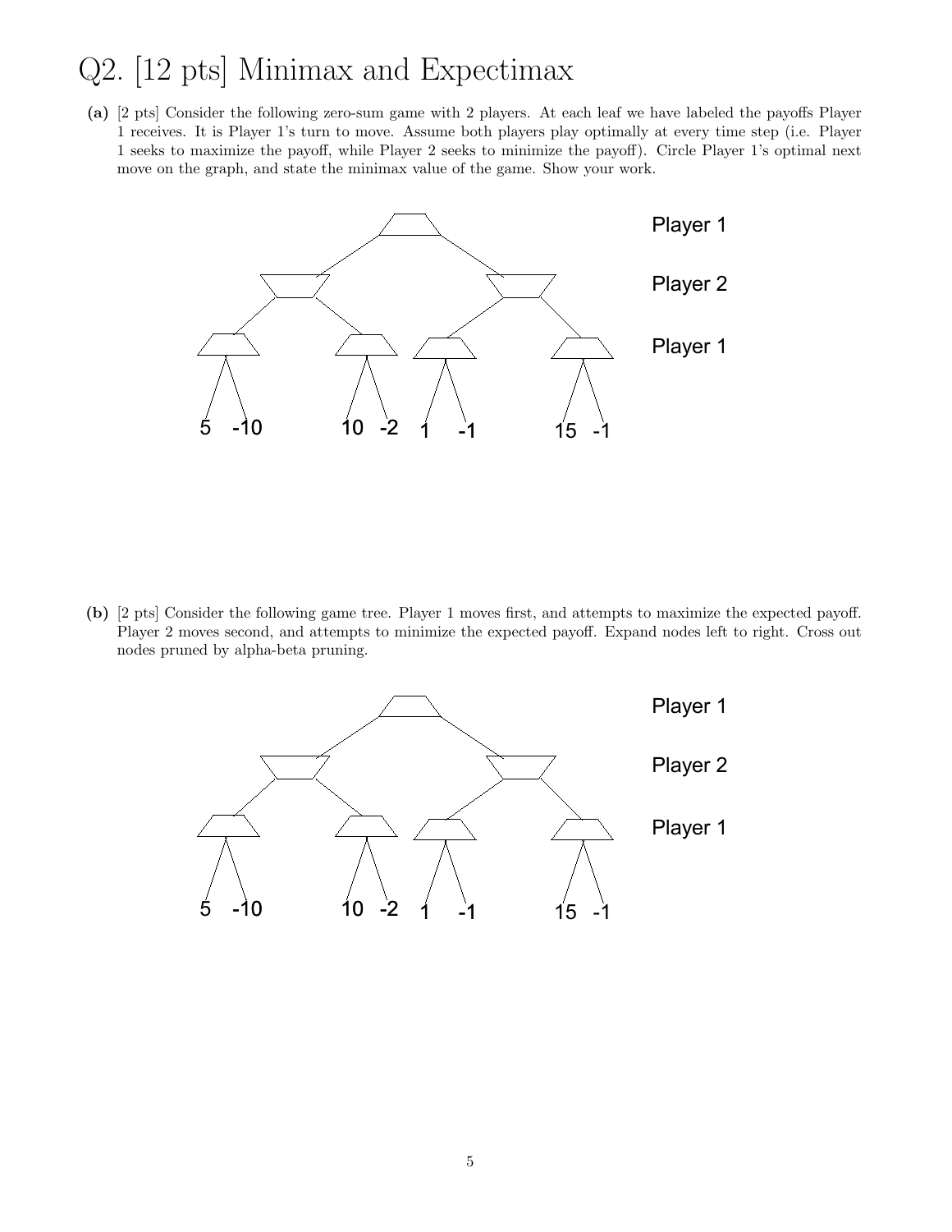# Q2. [12 pts] Minimax and Expectimax

**(a)** [2 pts] Consider the following zero-sum game with 2 players. At each leaf we have labeled the payoffs Player 1 receives. It is Player 1's turn to move. Assume both players play optimally at every time step (i.e. Player 1 seeks to maximize the payoff, while Player 2 seeks to minimize the payoff). Circle Player 1's optimal next move on the graph, and state the minimax value of the game. Show your work.

Player 1

Player 2

Player 1

5 -10 10 -2 1 -1 15 -1

**(b)** [2 pts] Consider the following game tree. Player 1 moves first, and attempts to maximize the expected payoff. Player 2 moves second, and attempts to minimize the expected payoff. Expand nodes left to right. Cross out nodes pruned by alpha-beta pruning.

Player 1

Player 2

Player 1

5 -10 10 -2 1 -1 15 -1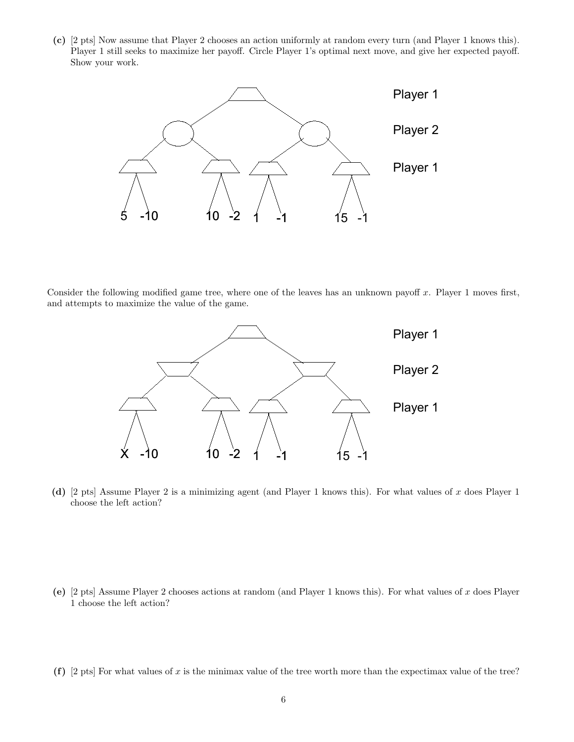**(c)** [2 pts] Now assume that Player 2 chooses an action uniformly at random every turn (and Player 1 knows this). Player 1 still seeks to maximize her payoff. Circle Player 1's optimal next move, and give her expected payoff. Show your work.

Player 1

Player 2

Player 1

5 -10 10 -2 1 -1 15 -1

Consider the following modified game tree, where one of the leaves has an unknown payoff $x$. Player 1 moves first, and attempts to maximize the value of the game.

Player 1

Player 2

Player 1

X -10 10 -2 1 -1 15 -1

**(d)** [2 pts] Assume Player 2 is a minimizing agent (and Player 1 knows this). For what values of $x$ does Player 1 choose the left action?

**(e)** [2 pts] Assume Player 2 chooses actions at random (and Player 1 knows this). For what values of $x$ does Player 1 choose the left action?

**(f)** [2 pts] For what values of $x$ is the minimax value of the tree worth more than the expectimax value of the tree?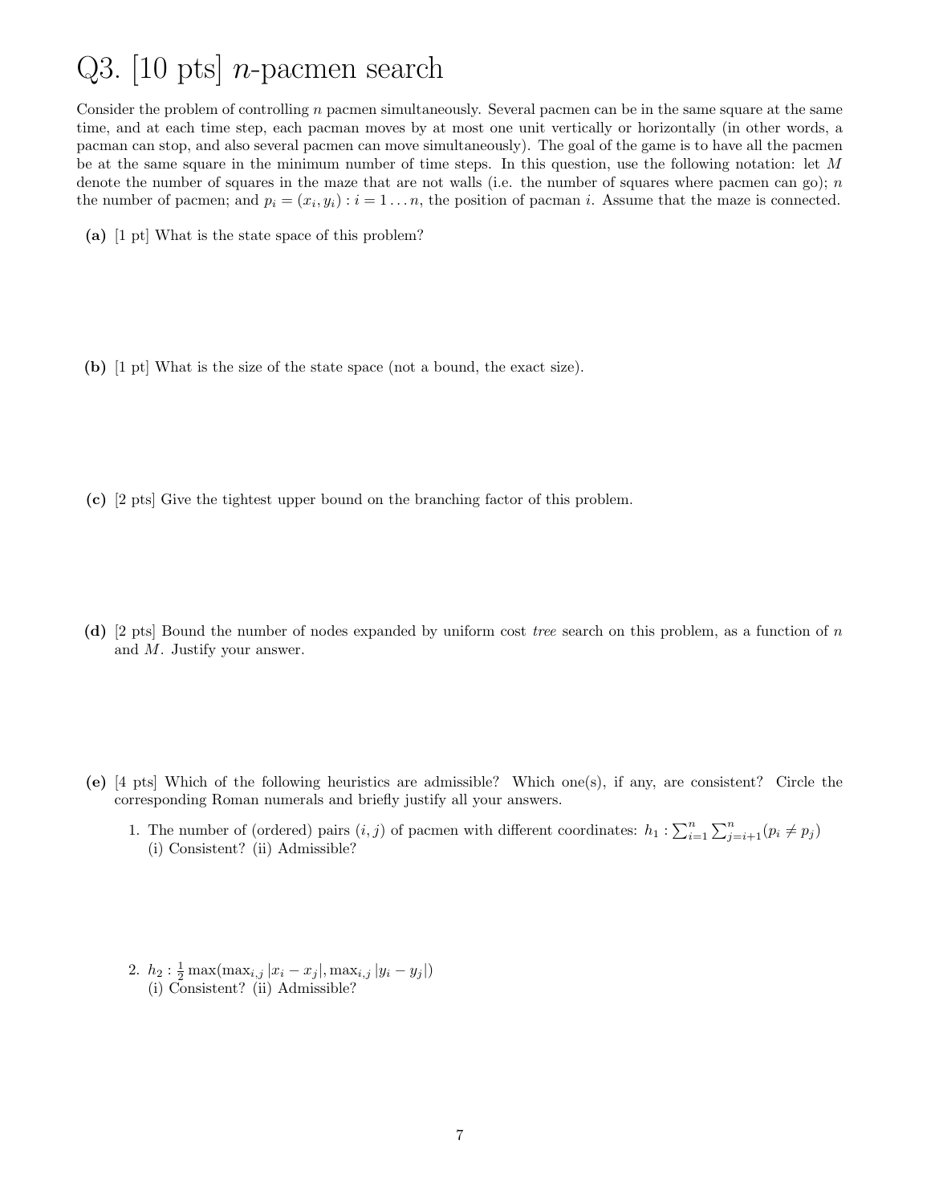# Q3. [10 pts] $n$-pacmen search

Consider the problem of controlling $n$ pacmen simultaneously. Several pacmen can be in the same square at the same time, and at each time step, each pacman moves by at most one unit vertically or horizontally (in other words, a pacman can stop, and also several pacmen can move simultaneously). The goal of the game is to have all the pacmen be at the same square in the minimum number of time steps. In this question, use the following notation: let $M$ denote the number of squares in the maze that are not walls (i.e. the number of squares where pacmen can go); $n$ the number of pacmen; and $p_i = (x_i, y_i) : i = 1 \ldots n$, the position of pacman $i$. Assume that the maze is connected.

**(a)** [1 pt] What is the state space of this problem?

**(b)** [1 pt] What is the size of the state space (not a bound, the exact size).

**(c)** [2 pts] Give the tightest upper bound on the branching factor of this problem.

**(d)** [2 pts] Bound the number of nodes expanded by uniform cost *tree* search on this problem, as a function of $n$ and $M$. Justify your answer.

**(e)** [4 pts] Which of the following heuristics are admissible? Which one(s), if any, are consistent? Circle the corresponding Roman numerals and briefly justify all your answers.

1. The number of (ordered) pairs $(i, j)$ of pacmen with different coordinates: $h_1 : \sum_{i=1}^{n} \sum_{j=i+1}^{n} (p_i \neq p_j)$
   (i) Consistent? (ii) Admissible?

2. $h_2 : \frac{1}{2} \max(\max_{i,j} |x_i - x_j|, \max_{i,j} |y_i - y_j|)$
   (i) Consistent? (ii) Admissible?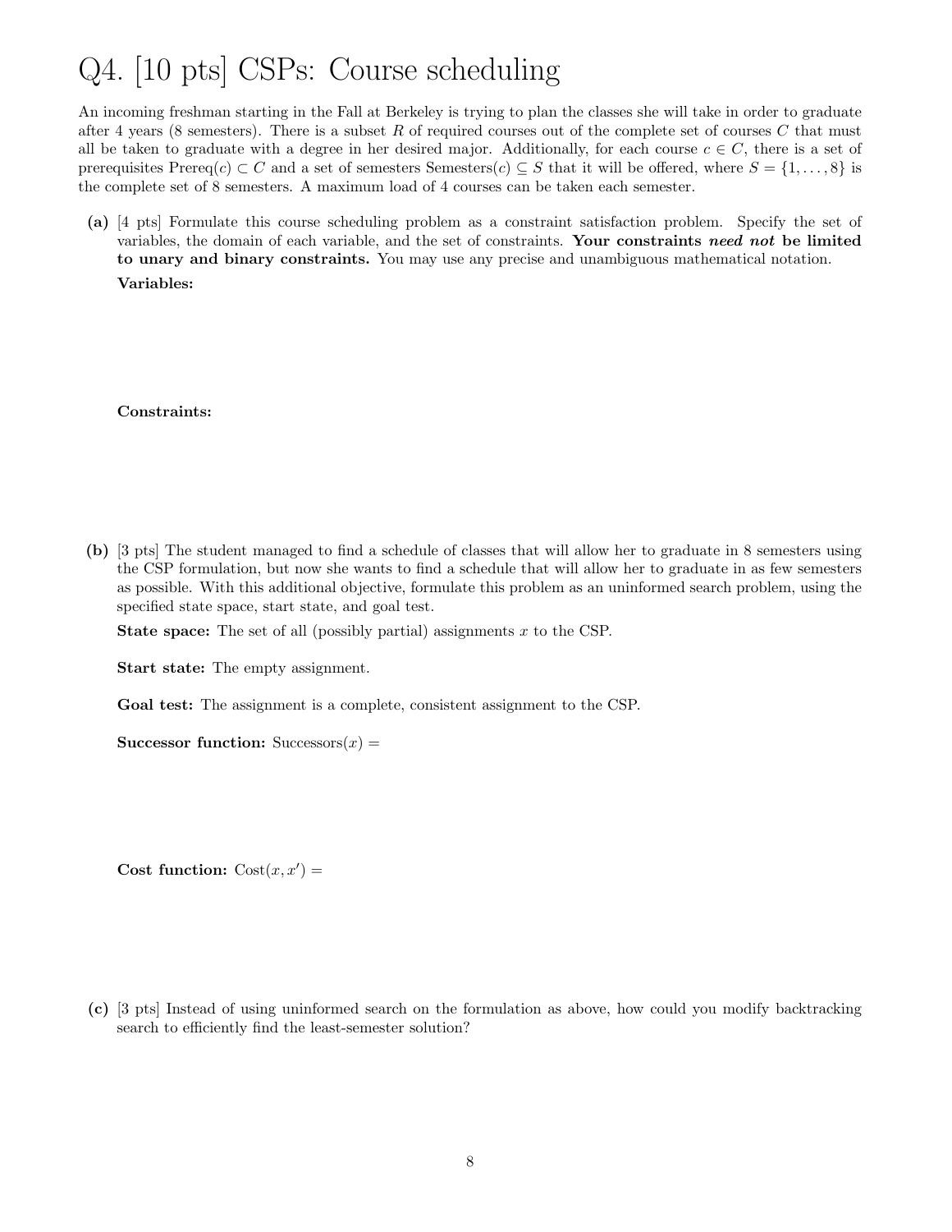# Q4. [10 pts] CSPs: Course scheduling

An incoming freshman starting in the Fall at Berkeley is trying to plan the classes she will take in order to graduate after 4 years (8 semesters). There is a subset $R$ of required courses out of the complete set of courses $C$ that must all be taken to graduate with a degree in her desired major. Additionally, for each course $c \in C$, there is a set of prerequisites $\text{Prereq}(c) \subset C$ and a set of semesters $\text{Semesters}(c) \subseteq S$ that it will be offered, where $S = \{1, \ldots, 8\}$ is the complete set of 8 semesters. A maximum load of 4 courses can be taken each semester.

**(a)** [4 pts] Formulate this course scheduling problem as a constraint satisfaction problem. Specify the set of variables, the domain of each variable, and the set of constraints. **Your constraints *need not* be limited to unary and binary constraints.** You may use any precise and unambiguous mathematical notation.

**Variables:**

**Constraints:**

**(b)** [3 pts] The student managed to find a schedule of classes that will allow her to graduate in 8 semesters using the CSP formulation, but now she wants to find a schedule that will allow her to graduate in as few semesters as possible. With this additional objective, formulate this problem as an uninformed search problem, using the specified state space, start state, and goal test.

**State space:** The set of all (possibly partial) assignments $x$ to the CSP.

**Start state:** The empty assignment.

**Goal test:** The assignment is a complete, consistent assignment to the CSP.

**Successor function:** $\text{Successors}(x) =$

**Cost function:** $\text{Cost}(x, x') =$

**(c)** [3 pts] Instead of using uninformed search on the formulation as above, how could you modify backtracking search to efficiently find the least-semester solution?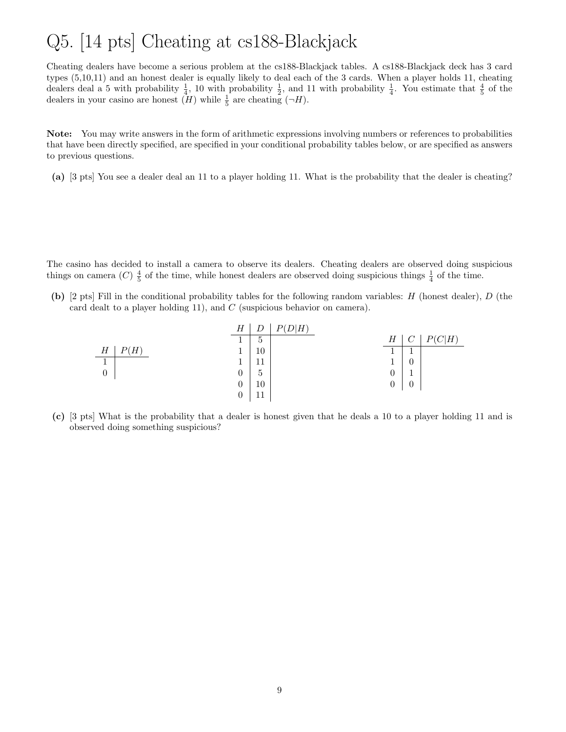# Q5. [14 pts] Cheating at cs188-Blackjack

Cheating dealers have become a serious problem at the cs188-Blackjack tables. A cs188-Blackjack deck has 3 card types (5,10,11) and an honest dealer is equally likely to deal each of the 3 cards. When a player holds 11, cheating dealers deal a 5 with probability $\frac{1}{4}$, 10 with probability $\frac{1}{2}$, and 11 with probability $\frac{1}{4}$. You estimate that $\frac{4}{5}$ of the dealers in your casino are honest ($H$) while $\frac{1}{5}$ are cheating ($\neg H$).

**Note:** You may write answers in the form of arithmetic expressions involving numbers or references to probabilities that have been directly specified, are specified in your conditional probability tables below, or are specified as answers to previous questions.

**(a)** [3 pts] You see a dealer deal an 11 to a player holding 11. What is the probability that the dealer is cheating?

The casino has decided to install a camera to observe its dealers. Cheating dealers are observed doing suspicious things on camera ($C$) $\frac{4}{5}$ of the time, while honest dealers are observed doing suspicious things $\frac{1}{4}$ of the time.

**(b)** [2 pts] Fill in the conditional probability tables for the following random variables: $H$ (honest dealer), $D$ (the card dealt to a player holding 11), and $C$ (suspicious behavior on camera).

| $H$ | $P(H)$ |
|---|---|
| 1 | |
| 0 | |

| $H$ | $D$ | $P(D\|H)$ |
|---|---|---|
| 1 | 5 | |
| 1 | 10 | |
| 1 | 11 | |
| 0 | 5 | |
| 0 | 10 | |
| 0 | 11 | |

| $H$ | $C$ | $P(C\|H)$ |
|---|---|---|
| 1 | 1 | |
| 1 | 0 | |
| 0 | 1 | |
| 0 | 0 | |

**(c)** [3 pts] What is the probability that a dealer is honest given that he deals a 10 to a player holding 11 and is observed doing something suspicious?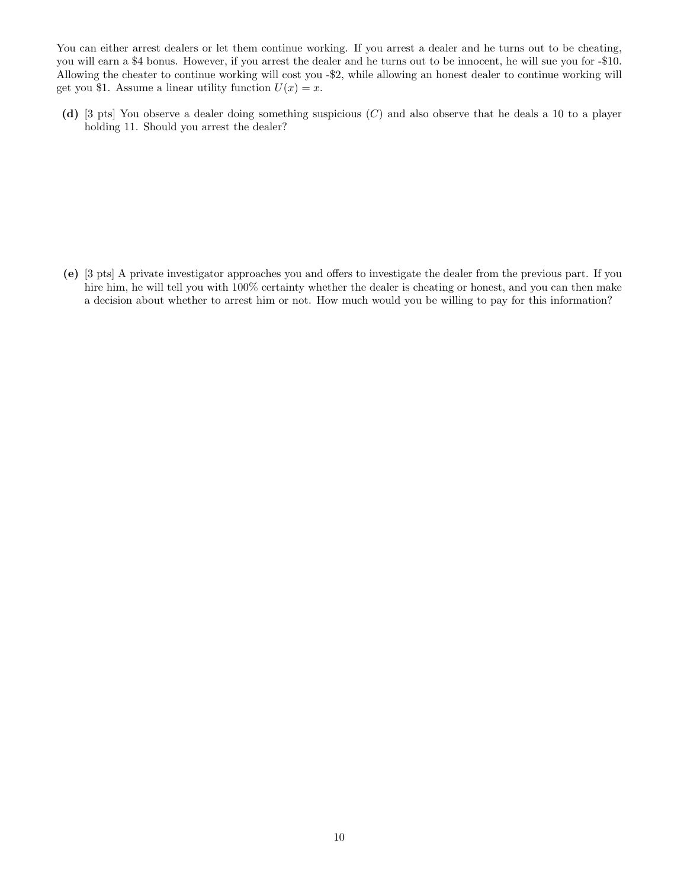You can either arrest dealers or let them continue working. If you arrest a dealer and he turns out to be cheating, you will earn a $4 bonus. However, if you arrest the dealer and he turns out to be innocent, he will sue you for -$10. Allowing the cheater to continue working will cost you -$2, while allowing an honest dealer to continue working will get you $1. Assume a linear utility function $U(x) = x$.

**(d)** [3 pts] You observe a dealer doing something suspicious ($C$) and also observe that he deals a 10 to a player holding 11. Should you arrest the dealer?

**(e)** [3 pts] A private investigator approaches you and offers to investigate the dealer from the previous part. If you hire him, he will tell you with 100% certainty whether the dealer is cheating or honest, and you can then make a decision about whether to arrest him or not. How much would you be willing to pay for this information?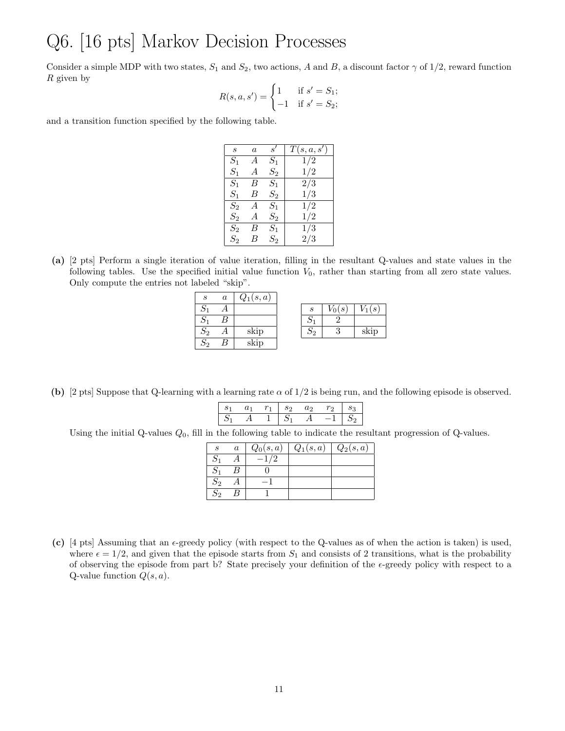# Q6. [16 pts] Markov Decision Processes

Consider a simple MDP with two states, $S_1$ and $S_2$, two actions, $A$ and $B$, a discount factor $\gamma$ of 1/2, reward function $R$ given by

$$R(s, a, s') = \begin{cases} 1 & \text{if } s' = S_1; \\ -1 & \text{if } s' = S_2; \end{cases}$$

and a transition function specified by the following table.

| $s$ | $a$ | $s'$ | $T(s, a, s')$ |
|---|---|---|---|
| $S_1$ | $A$ | $S_1$ | 1/2 |
| $S_1$ | $A$ | $S_2$ | 1/2 |
| $S_1$ | $B$ | $S_1$ | 2/3 |
| $S_1$ | $B$ | $S_2$ | 1/3 |
| $S_2$ | $A$ | $S_1$ | 1/2 |
| $S_2$ | $A$ | $S_2$ | 1/2 |
| $S_2$ | $B$ | $S_1$ | 1/3 |
| $S_2$ | $B$ | $S_2$ | 2/3 |

**(a)** [2 pts] Perform a single iteration of value iteration, filling in the resultant Q-values and state values in the following tables. Use the specified initial value function $V_0$, rather than starting from all zero state values. Only compute the entries not labeled "skip".

| $s$ | $a$ | $Q_1(s, a)$ |
|---|---|---|
| $S_1$ | $A$ | |
| $S_1$ | $B$ | |
| $S_2$ | $A$ | skip |
| $S_2$ | $B$ | skip |

| $s$ | $V_0(s)$ | $V_1(s)$ |
|---|---|---|
| $S_1$ | 2 | |
| $S_2$ | 3 | skip |

**(b)** [2 pts] Suppose that Q-learning with a learning rate $\alpha$ of 1/2 is being run, and the following episode is observed.

| $s_1$ | $a_1$ | $r_1$ | $s_2$ | $a_2$ | $r_2$ | $s_3$ |
|---|---|---|---|---|---|---|
| $S_1$ | $A$ | 1 | $S_1$ | $A$ | $-1$ | $S_2$ |

Using the initial Q-values $Q_0$, fill in the following table to indicate the resultant progression of Q-values.

| $s$ | $a$ | $Q_0(s, a)$ | $Q_1(s, a)$ | $Q_2(s, a)$ |
|---|---|---|---|---|
| $S_1$ | $A$ | $-1/2$ | | |
| $S_1$ | $B$ | 0 | | |
| $S_2$ | $A$ | $-1$ | | |
| $S_2$ | $B$ | 1 | | |

**(c)** [4 pts] Assuming that an $\epsilon$-greedy policy (with respect to the Q-values as of when the action is taken) is used, where $\epsilon = 1/2$, and given that the episode starts from $S_1$ and consists of 2 transitions, what is the probability of observing the episode from part b? State precisely your definition of the $\epsilon$-greedy policy with respect to a Q-value function $Q(s, a)$.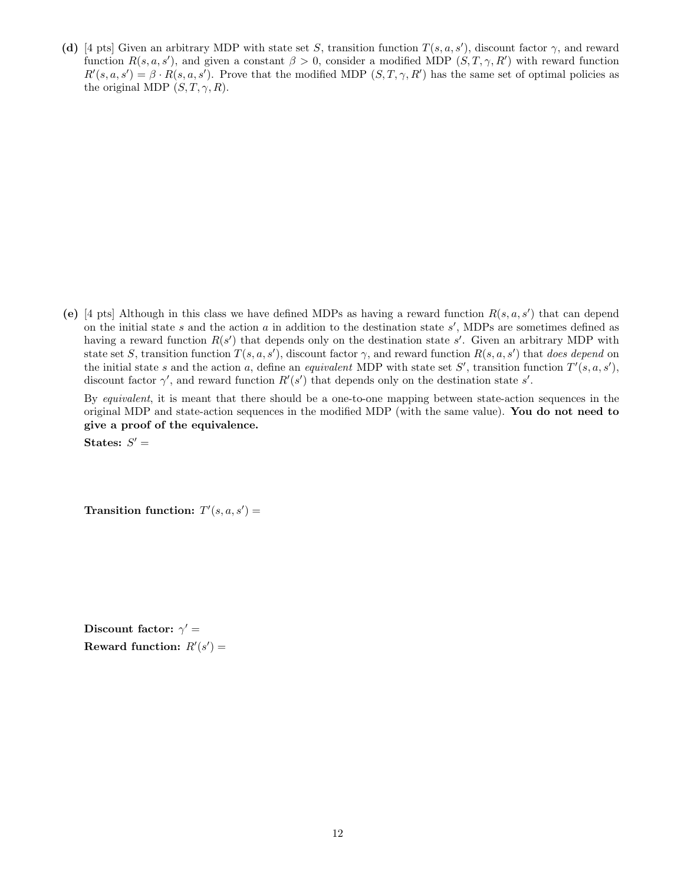**(d)** [4 pts] Given an arbitrary MDP with state set $S$, transition function $T(s, a, s')$, discount factor $\gamma$, and reward function $R(s, a, s')$, and given a constant $\beta > 0$, consider a modified MDP $(S, T, \gamma, R')$ with reward function $R'(s, a, s') = \beta \cdot R(s, a, s')$. Prove that the modified MDP $(S, T, \gamma, R')$ has the same set of optimal policies as the original MDP $(S, T, \gamma, R)$.

**(e)** [4 pts] Although in this class we have defined MDPs as having a reward function $R(s, a, s')$ that can depend on the initial state $s$ and the action $a$ in addition to the destination state $s'$, MDPs are sometimes defined as having a reward function $R(s')$ that depends only on the destination state $s'$. Given an arbitrary MDP with state set $S$, transition function $T(s, a, s')$, discount factor $\gamma$, and reward function $R(s, a, s')$ that *does depend* on the initial state $s$ and the action $a$, define an *equivalent* MDP with state set $S'$, transition function $T'(s, a, s')$, discount factor $\gamma'$, and reward function $R'(s')$ that depends only on the destination state $s'$.

By *equivalent*, it is meant that there should be a one-to-one mapping between state-action sequences in the original MDP and state-action sequences in the modified MDP (with the same value). **You do not need to give a proof of the equivalence.**

**States:** $S' =$

**Transition function:** $T'(s, a, s') =$

**Discount factor:** $\gamma' =$

**Reward function:** $R'(s') =$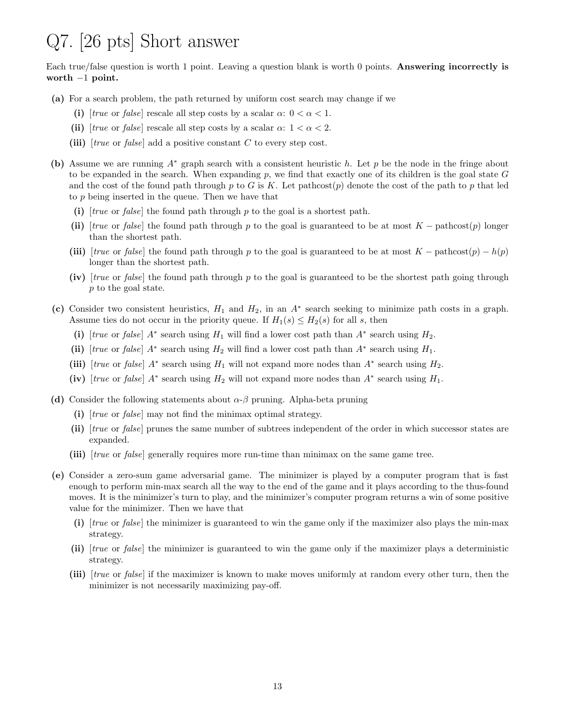# Q7. [26 pts] Short answer

Each true/false question is worth 1 point. Leaving a question blank is worth 0 points. **Answering incorrectly is worth −1 point.**

**(a)** For a search problem, the path returned by uniform cost search may change if we

**(i)** [*true* or *false*] rescale all step costs by a scalar $\alpha$: $0 < \alpha < 1$.

**(ii)** [*true* or *false*] rescale all step costs by a scalar $\alpha$: $1 < \alpha < 2$.

**(iii)** [*true* or *false*] add a positive constant $C$ to every step cost.

**(b)** Assume we are running $A^*$ graph search with a consistent heuristic $h$. Let $p$ be the node in the fringe about to be expanded in the search. When expanding $p$, we find that exactly one of its children is the goal state $G$ and the cost of the found path through $p$ to $G$ is $K$. Let pathcost($p$) denote the cost of the path to $p$ that led to $p$ being inserted in the queue. Then we have that

**(i)** [*true* or *false*] the found path through $p$ to the goal is a shortest path.

**(ii)** [*true* or *false*] the found path through $p$ to the goal is guaranteed to be at most $K - \text{pathcost}(p)$ longer than the shortest path.

**(iii)** [*true* or *false*] the found path through $p$ to the goal is guaranteed to be at most $K - \text{pathcost}(p) - h(p)$ longer than the shortest path.

**(iv)** [*true* or *false*] the found path through $p$ to the goal is guaranteed to be the shortest path going through $p$ to the goal state.

**(c)** Consider two consistent heuristics, $H_1$ and $H_2$, in an $A^*$ search seeking to minimize path costs in a graph. Assume ties do not occur in the priority queue. If $H_1(s) \leq H_2(s)$ for all $s$, then

**(i)** [*true* or *false*] $A^*$ search using $H_1$ will find a lower cost path than $A^*$ search using $H_2$.

**(ii)** [*true* or *false*] $A^*$ search using $H_2$ will find a lower cost path than $A^*$ search using $H_1$.

**(iii)** [*true* or *false*] $A^*$ search using $H_1$ will not expand more nodes than $A^*$ search using $H_2$.

**(iv)** [*true* or *false*] $A^*$ search using $H_2$ will not expand more nodes than $A^*$ search using $H_1$.

**(d)** Consider the following statements about $\alpha$-$\beta$ pruning. Alpha-beta pruning

**(i)** [*true* or *false*] may not find the minimax optimal strategy.

**(ii)** [*true* or *false*] prunes the same number of subtrees independent of the order in which successor states are expanded.

**(iii)** [*true* or *false*] generally requires more run-time than minimax on the same game tree.

**(e)** Consider a zero-sum game adversarial game. The minimizer is played by a computer program that is fast enough to perform min-max search all the way to the end of the game and it plays according to the thus-found moves. It is the minimizer's turn to play, and the minimizer's computer program returns a win of some positive value for the minimizer. Then we have that

**(i)** [*true* or *false*] the minimizer is guaranteed to win the game only if the maximizer also plays the min-max strategy.

**(ii)** [*true* or *false*] the minimizer is guaranteed to win the game only if the maximizer plays a deterministic strategy.

**(iii)** [*true* or *false*] if the maximizer is known to make moves uniformly at random every other turn, then the minimizer is not necessarily maximizing pay-off.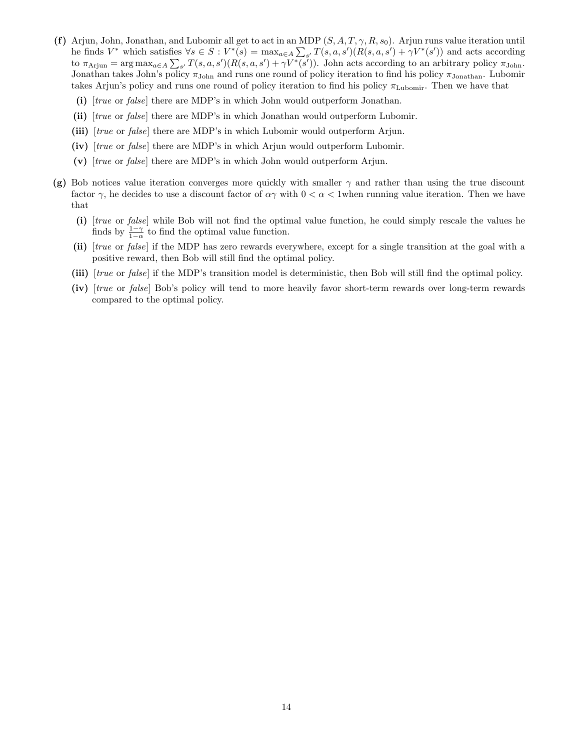**(f)** Arjun, John, Jonathan, and Lubomir all get to act in an MDP $(S, A, T, \gamma, R, s_0)$. Arjun runs value iteration until he finds $V^*$ which satisfies $\forall s \in S : V^*(s) = \max_{a \in A} \sum_{s'} T(s, a, s')(R(s, a, s') + \gamma V^*(s'))$ and acts according to $\pi_{\text{Arjun}} = \arg\max_{a \in A} \sum_{s'} T(s, a, s')(R(s, a, s') + \gamma V^*(s'))$. John acts according to an arbitrary policy $\pi_{\text{John}}$. Jonathan takes John's policy $\pi_{\text{John}}$ and runs one round of policy iteration to find his policy $\pi_{\text{Jonathan}}$. Lubomir takes Arjun's policy and runs one round of policy iteration to find his policy $\pi_{\text{Lubomir}}$. Then we have that

- **(i)** [*true* or *false*] there are MDP's in which John would outperform Jonathan.
- **(ii)** [*true* or *false*] there are MDP's in which Jonathan would outperform Lubomir.
- **(iii)** [*true* or *false*] there are MDP's in which Lubomir would outperform Arjun.
- **(iv)** [*true* or *false*] there are MDP's in which Arjun would outperform Lubomir.
- **(v)** [*true* or *false*] there are MDP's in which John would outperform Arjun.

**(g)** Bob notices value iteration converges more quickly with smaller $\gamma$ and rather than using the true discount factor $\gamma$, he decides to use a discount factor of $\alpha\gamma$ with $0 < \alpha < 1$when running value iteration. Then we have that

- **(i)** [*true* or *false*] while Bob will not find the optimal value function, he could simply rescale the values he finds by $\frac{1-\gamma}{1-\alpha}$ to find the optimal value function.
- **(ii)** [*true* or *false*] if the MDP has zero rewards everywhere, except for a single transition at the goal with a positive reward, then Bob will still find the optimal policy.
- **(iii)** [*true* or *false*] if the MDP's transition model is deterministic, then Bob will still find the optimal policy.
- **(iv)** [*true* or *false*] Bob's policy will tend to more heavily favor short-term rewards over long-term rewards compared to the optimal policy.